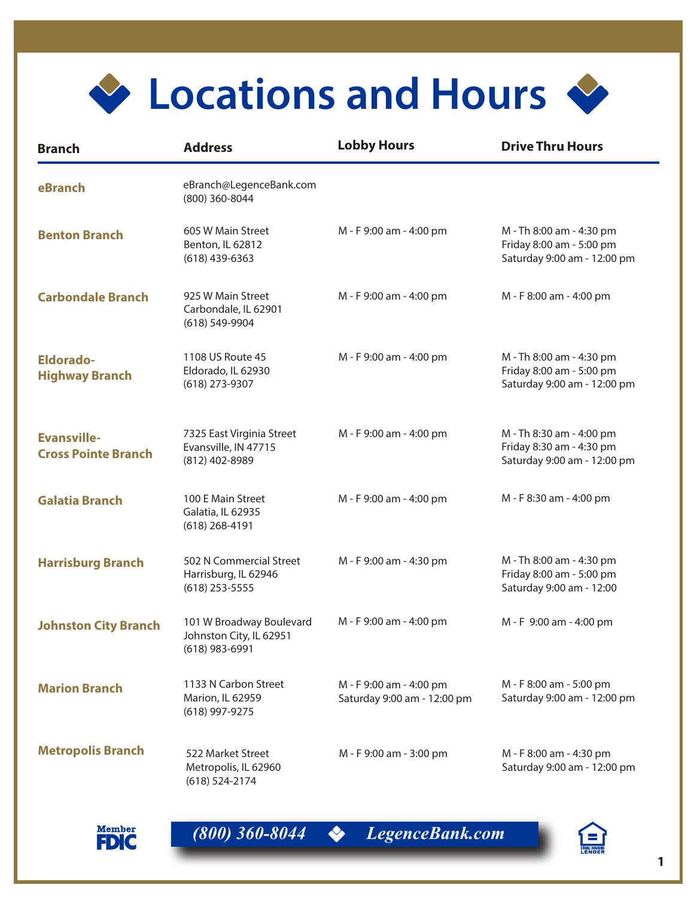# Locations and Hours

| Branch | Address | Lobby Hours | Drive Thru Hours |
|---|---|---|---|
| **eBranch** | eBranch@LegenceBank.com<br>(800) 360-8044 | | |
| **Benton Branch** | 605 W Main Street<br>Benton, IL 62812<br>(618) 439-6363 | M - F 9:00 am - 4:00 pm | M - Th 8:00 am - 4:30 pm<br>Friday 8:00 am - 5:00 pm<br>Saturday 9:00 am - 12:00 pm |
| **Carbondale Branch** | 925 W Main Street<br>Carbondale, IL 62901<br>(618) 549-9904 | M - F 9:00 am - 4:00 pm | M - F 8:00 am - 4:00 pm |
| **Eldorado-Highway Branch** | 1108 US Route 45<br>Eldorado, IL 62930<br>(618) 273-9307 | M - F 9:00 am - 4:00 pm | M - Th 8:00 am - 4:30 pm<br>Friday 8:00 am - 5:00 pm<br>Saturday 9:00 am - 12:00 pm |
| **Evansville-Cross Pointe Branch** | 7325 East Virginia Street<br>Evansville, IN 47715<br>(812) 402-8989 | M - F 9:00 am - 4:00 pm | M - Th 8:30 am - 4:00 pm<br>Friday 8:30 am - 4:30 pm<br>Saturday 9:00 am - 12:00 pm |
| **Galatia Branch** | 100 E Main Street<br>Galatia, IL 62935<br>(618) 268-4191 | M - F 9:00 am - 4:00 pm | M - F 8:30 am - 4:00 pm |
| **Harrisburg Branch** | 502 N Commercial Street<br>Harrisburg, IL 62946<br>(618) 253-5555 | M - F 9:00 am - 4:30 pm | M - Th 8:00 am - 4:30 pm<br>Friday 8:00 am - 5:00 pm<br>Saturday 9:00 am - 12:00 |
| **Johnston City Branch** | 101 W Broadway Boulevard<br>Johnston City, IL 62951<br>(618) 983-6991 | M - F 9:00 am - 4:00 pm | M - F 9:00 am - 4:00 pm |
| **Marion Branch** | 1133 N Carbon Street<br>Marion, IL 62959<br>(618) 997-9275 | M - F 9:00 am - 4:00 pm<br>Saturday 9:00 am - 12:00 pm | M - F 8:00 am - 5:00 pm<br>Saturday 9:00 am - 12:00 pm |
| **Metropolis Branch** | 522 Market Street<br>Metropolis, IL 62960<br>(618) 524-2174 | M - F 9:00 am - 3:00 pm | M - F 8:00 am - 4:30 pm<br>Saturday 9:00 am - 12:00 pm |

Member FDIC

*(800) 360-8044 LegenceBank.com*

Equal Housing Lender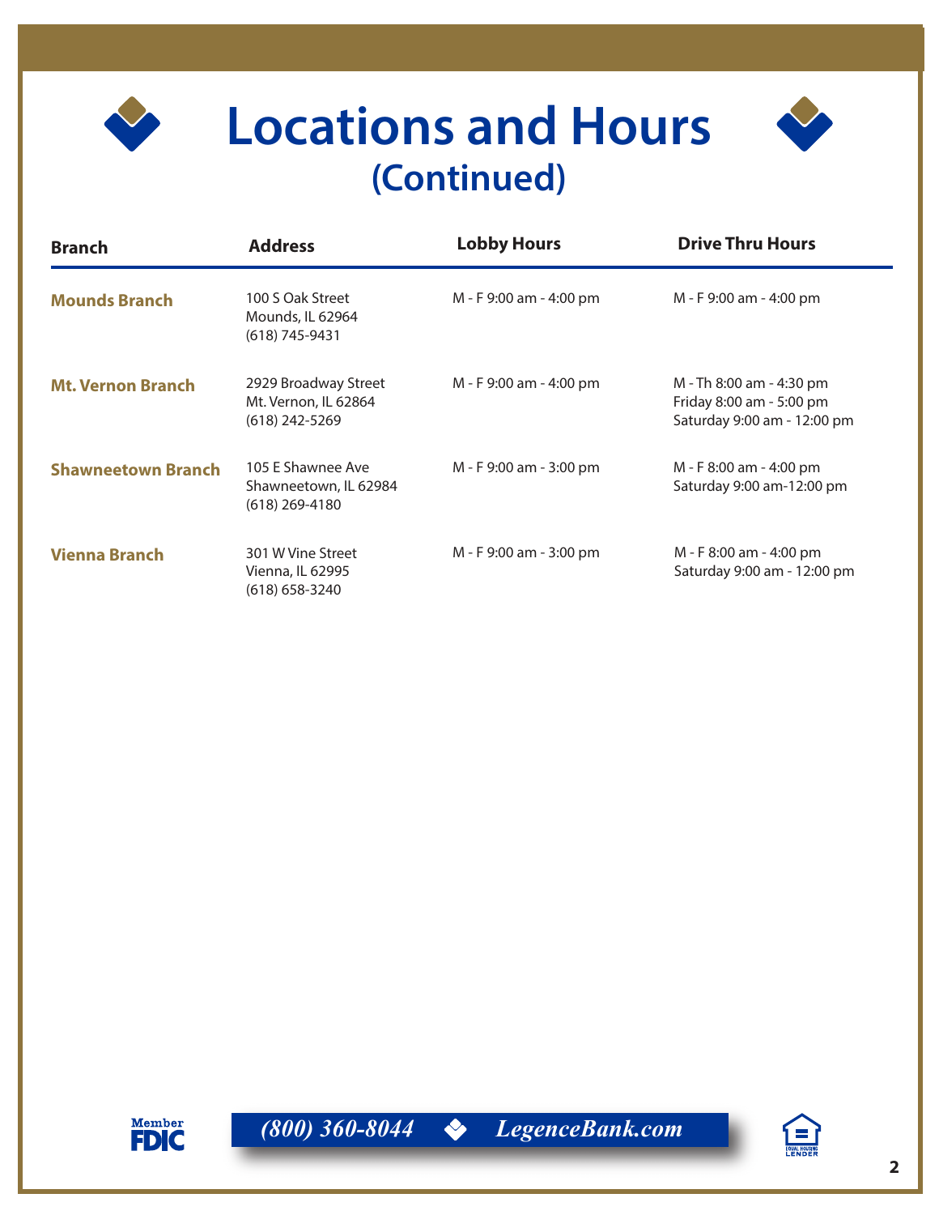# Locations and Hours
## (Continued)

| Branch | Address | Lobby Hours | Drive Thru Hours |
|---|---|---|---|
| **Mounds Branch** | 100 S Oak Street<br>Mounds, IL 62964<br>(618) 745-9431 | M - F 9:00 am - 4:00 pm | M - F 9:00 am - 4:00 pm |
| **Mt. Vernon Branch** | 2929 Broadway Street<br>Mt. Vernon, IL 62864<br>(618) 242-5269 | M - F 9:00 am - 4:00 pm | M - Th 8:00 am - 4:30 pm<br>Friday 8:00 am - 5:00 pm<br>Saturday 9:00 am - 12:00 pm |
| **Shawneetown Branch** | 105 E Shawnee Ave<br>Shawneetown, IL 62984<br>(618) 269-4180 | M - F 9:00 am - 3:00 pm | M - F 8:00 am - 4:00 pm<br>Saturday 9:00 am-12:00 pm |
| **Vienna Branch** | 301 W Vine Street<br>Vienna, IL 62995<br>(618) 658-3240 | M - F 9:00 am - 3:00 pm | M - F 8:00 am - 4:00 pm<br>Saturday 9:00 am - 12:00 pm |

Member FDIC

*(800) 360-8044* *LegenceBank.com*

EQUAL HOUSING LENDER